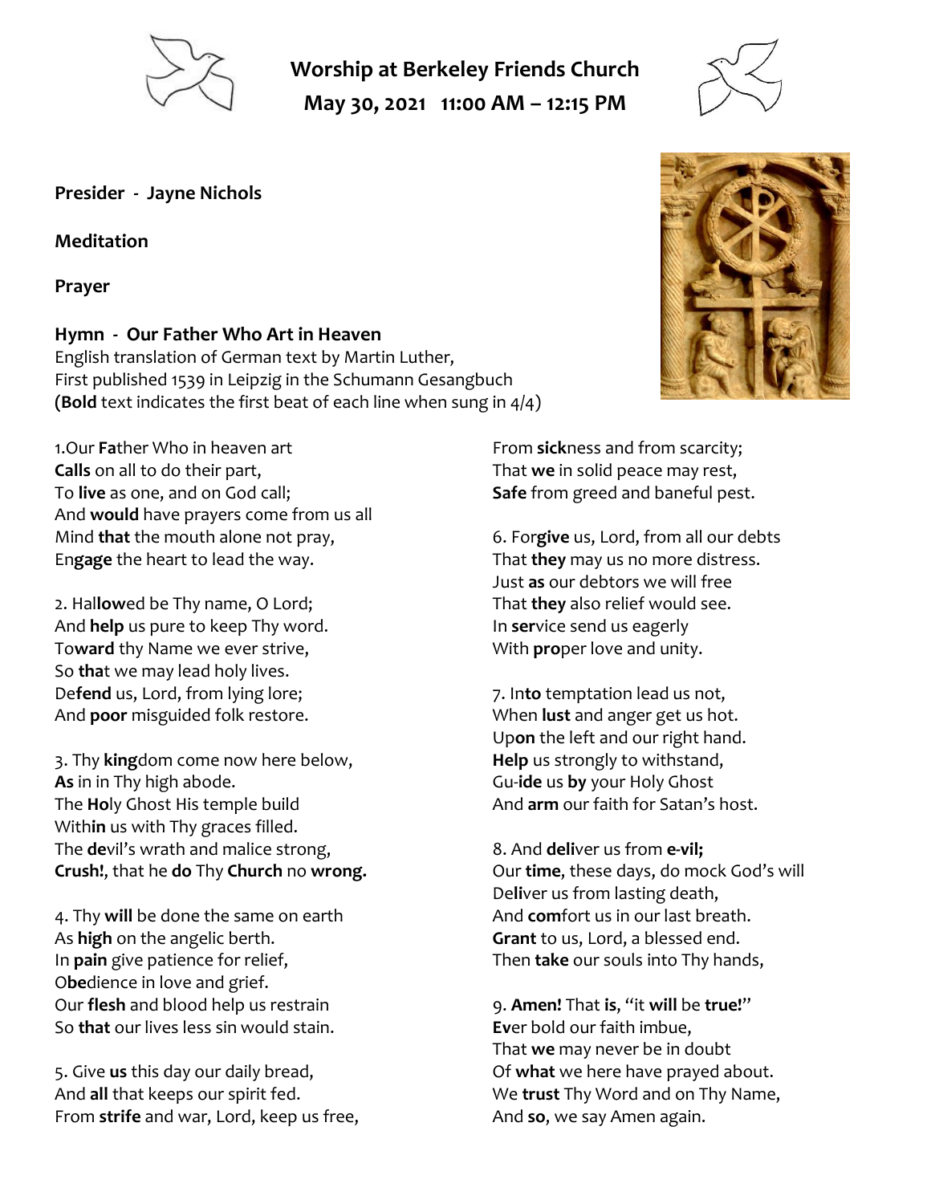# Worship at Berkeley Friends Church

**May 30, 2021 11:00 AM – 12:15 PM**

**Presider - Jayne Nichols**

**Meditation**

**Prayer**

**Hymn - Our Father Who Art in Heaven**
English translation of German text by Martin Luther,
First published 1539 in Leipzig in the Schumann Gesangbuch
(**Bold** text indicates the first beat of each line when sung in 4/4)

1.Our **Fa**ther Who in heaven art
**Calls** on all to do their part,
To **live** as one, and on God call;
And **would** have prayers come from us all
Mind **that** the mouth alone not pray,
En**gage** the heart to lead the way.

2. Hal**low**ed be Thy name, O Lord;
And **help** us pure to keep Thy word.
To**ward** thy Name we ever strive,
So **that** we may lead holy lives.
De**fend** us, Lord, from lying lore;
And **poor** misguided folk restore.

3. Thy **king**dom come now here below,
**As** in in Thy high abode.
The **Ho**ly Ghost His temple build
With**in** us with Thy graces filled.
The **de**vil's wrath and malice strong,
**Crush!**, that he **do** Thy **Church** no **wrong.**

4. Thy **will** be done the same on earth
As **high** on the angelic berth.
In **pain** give patience for relief,
O**be**dience in love and grief.
Our **flesh** and blood help us restrain
So **that** our lives less sin would stain.

5. Give **us** this day our daily bread,
And **all** that keeps our spirit fed.
From **strife** and war, Lord, keep us free,
From **sick**ness and from scarcity;
That **we** in solid peace may rest,
**Safe** from greed and baneful pest.

6. For**give** us, Lord, from all our debts
That **they** may us no more distress.
Just **as** our debtors we will free
That **they** also relief would see.
In **ser**vice send us eagerly
With **pro**per love and unity.

7. In**to** temptation lead us not,
When **lust** and anger get us hot.
Up**on** the left and our right hand.
**Help** us strongly to withstand,
Gu-**ide** us **by** your Holy Ghost
And **arm** our faith for Satan's host.

8. And **deli**ver us from **e-vil;**
Our **time**, these days, do mock God's will
De**li**ver us from lasting death,
And **com**fort us in our last breath.
**Grant** to us, Lord, a blessed end.
Then **take** our souls into Thy hands,

9. **Amen!** That **is**, "it **will** be **true!**"
**Ev**er bold our faith imbue,
That **we** may never be in doubt
Of **what** we here have prayed about.
We **trust** Thy Word and on Thy Name,
And **so**, we say Amen again.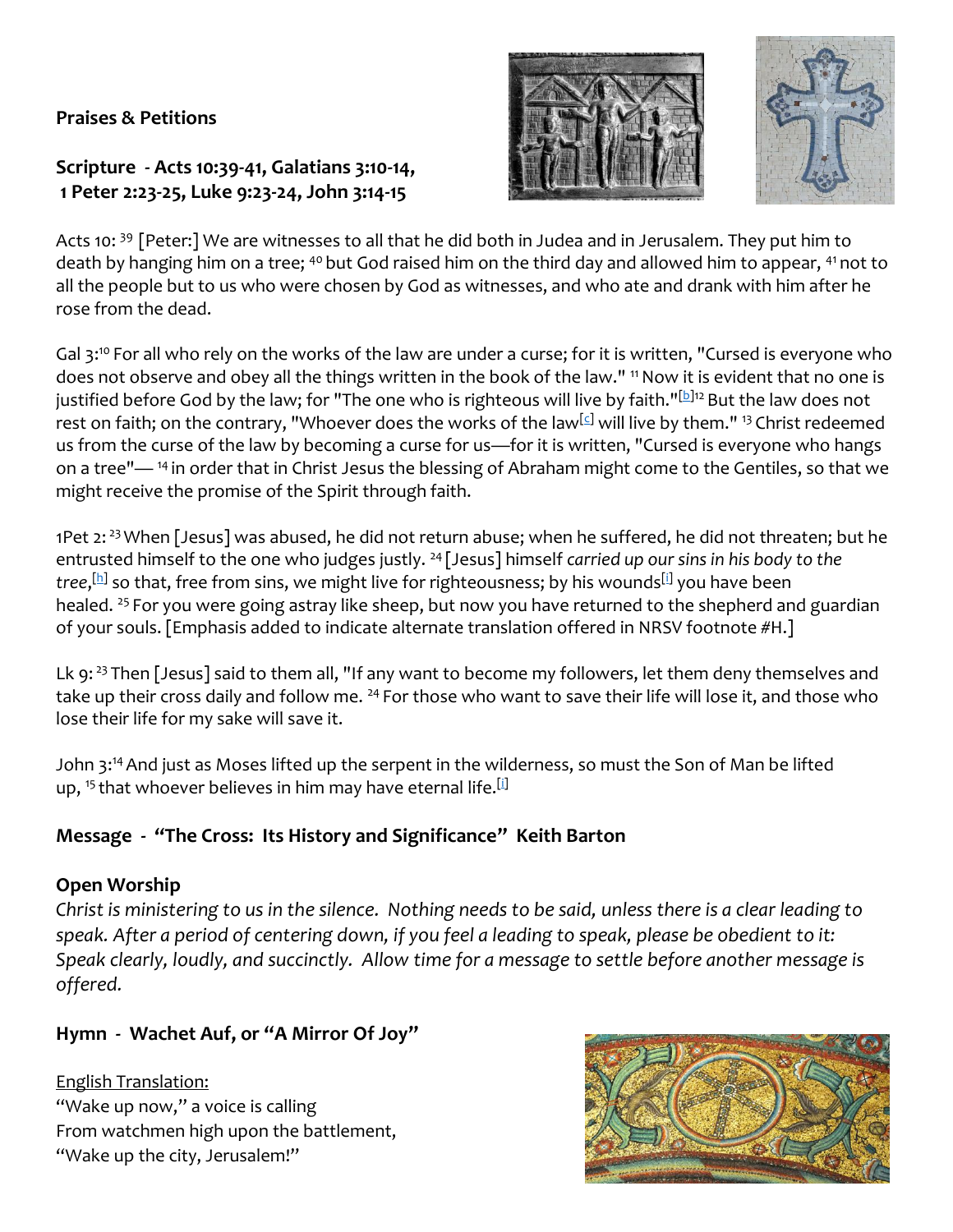**Praises & Petitions**

**Scripture - Acts 10:39-41, Galatians 3:10-14, 1 Peter 2:23-25, Luke 9:23-24, John 3:14-15**

Acts 10: 39 [Peter:] We are witnesses to all that he did both in Judea and in Jerusalem. They put him to death by hanging him on a tree; 40 but God raised him on the third day and allowed him to appear, 41 not to all the people but to us who were chosen by God as witnesses, and who ate and drank with him after he rose from the dead.

Gal 3:10 For all who rely on the works of the law are under a curse; for it is written, "Cursed is everyone who does not observe and obey all the things written in the book of the law." 11 Now it is evident that no one is justified before God by the law; for "The one who is righteous will live by faith."[b] 12 But the law does not rest on faith; on the contrary, "Whoever does the works of the law[c] will live by them." 13 Christ redeemed us from the curse of the law by becoming a curse for us—for it is written, "Cursed is everyone who hangs on a tree"— 14 in order that in Christ Jesus the blessing of Abraham might come to the Gentiles, so that we might receive the promise of the Spirit through faith.

1Pet 2: 23 When [Jesus] was abused, he did not return abuse; when he suffered, he did not threaten; but he entrusted himself to the one who judges justly. 24 [Jesus] himself *carried up our sins in his body to the tree*,[h] so that, free from sins, we might live for righteousness; by his wounds[i] you have been healed. 25 For you were going astray like sheep, but now you have returned to the shepherd and guardian of your souls. [Emphasis added to indicate alternate translation offered in NRSV footnote #H.]

Lk 9: 23 Then [Jesus] said to them all, "If any want to become my followers, let them deny themselves and take up their cross daily and follow me. 24 For those who want to save their life will lose it, and those who lose their life for my sake will save it.

John 3:14 And just as Moses lifted up the serpent in the wilderness, so must the Son of Man be lifted up, 15 that whoever believes in him may have eternal life.[i]

**Message - "The Cross: Its History and Significance" Keith Barton**

**Open Worship**

*Christ is ministering to us in the silence. Nothing needs to be said, unless there is a clear leading to speak. After a period of centering down, if you feel a leading to speak, please be obedient to it: Speak clearly, loudly, and succinctly. Allow time for a message to settle before another message is offered.*

**Hymn - Wachet Auf, or "A Mirror Of Joy"**

English Translation:
"Wake up now," a voice is calling
From watchmen high upon the battlement,
"Wake up the city, Jerusalem!"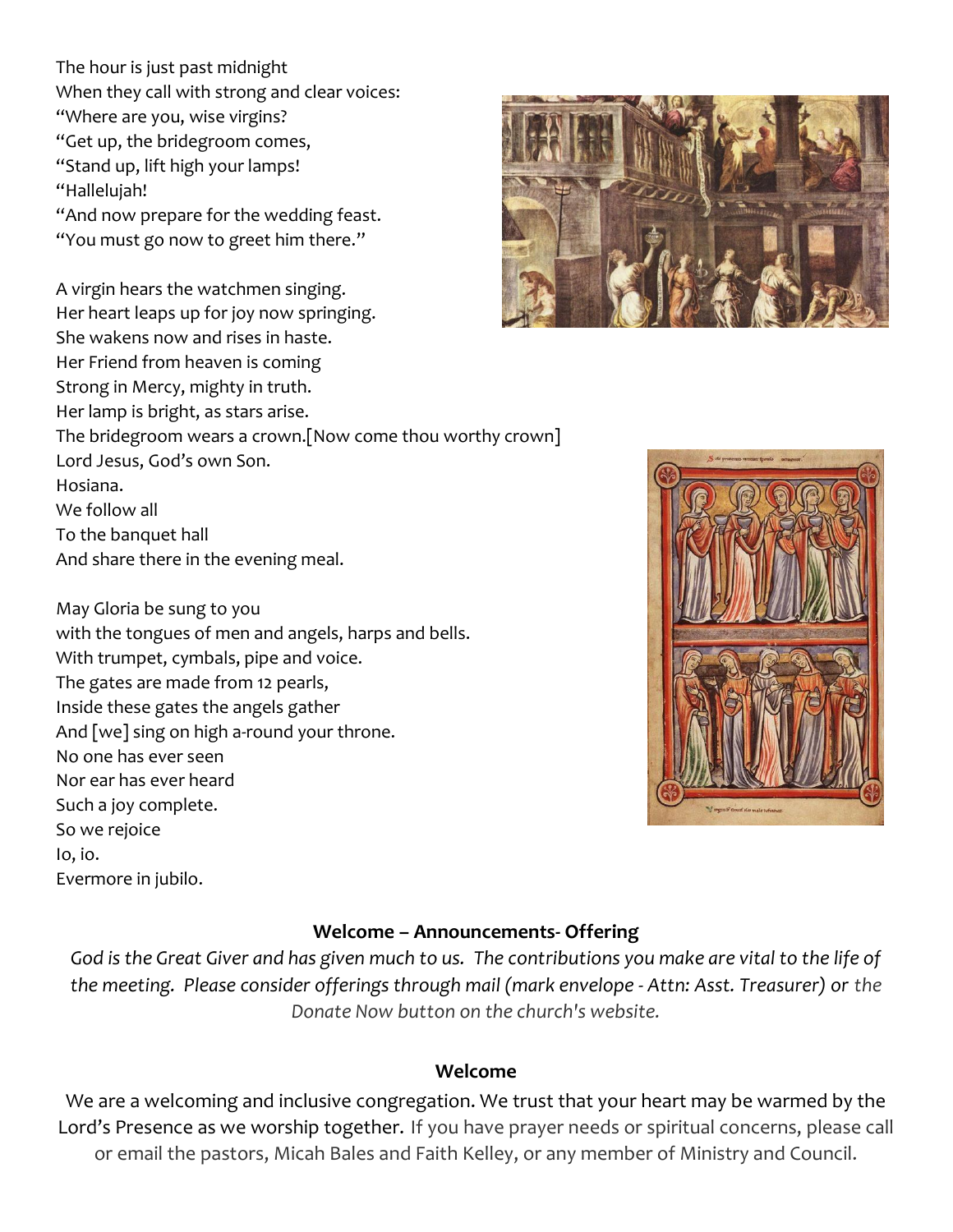The hour is just past midnight
When they call with strong and clear voices:
“Where are you, wise virgins?
“Get up, the bridegroom comes,
“Stand up, lift high your lamps!
“Hallelujah!
“And now prepare for the wedding feast.
“You must go now to greet him there.”

A virgin hears the watchmen singing.
Her heart leaps up for joy now springing.
She wakens now and rises in haste.
Her Friend from heaven is coming
Strong in Mercy, mighty in truth.
Her lamp is bright, as stars arise.
The bridegroom wears a crown.[Now come thou worthy crown]
Lord Jesus, God’s own Son.
Hosiana.
We follow all
To the banquet hall
And share there in the evening meal.

May Gloria be sung to you
with the tongues of men and angels, harps and bells.
With trumpet, cymbals, pipe and voice.
The gates are made from 12 pearls,
Inside these gates the angels gather
And [we] sing on high a-round your throne.
No one has ever seen
Nor ear has ever heard
Such a joy complete.
So we rejoice
Io, io.
Evermore in jubilo.

**Welcome – Announcements- Offering**

*God is the Great Giver and has given much to us. The contributions you make are vital to the life of the meeting. Please consider offerings through mail (mark envelope - Attn: Asst. Treasurer) or the Donate Now button on the church's website.*

**Welcome**

We are a welcoming and inclusive congregation. We trust that your heart may be warmed by the Lord’s Presence as we worship together. If you have prayer needs or spiritual concerns, please call or email the pastors, Micah Bales and Faith Kelley, or any member of Ministry and Council.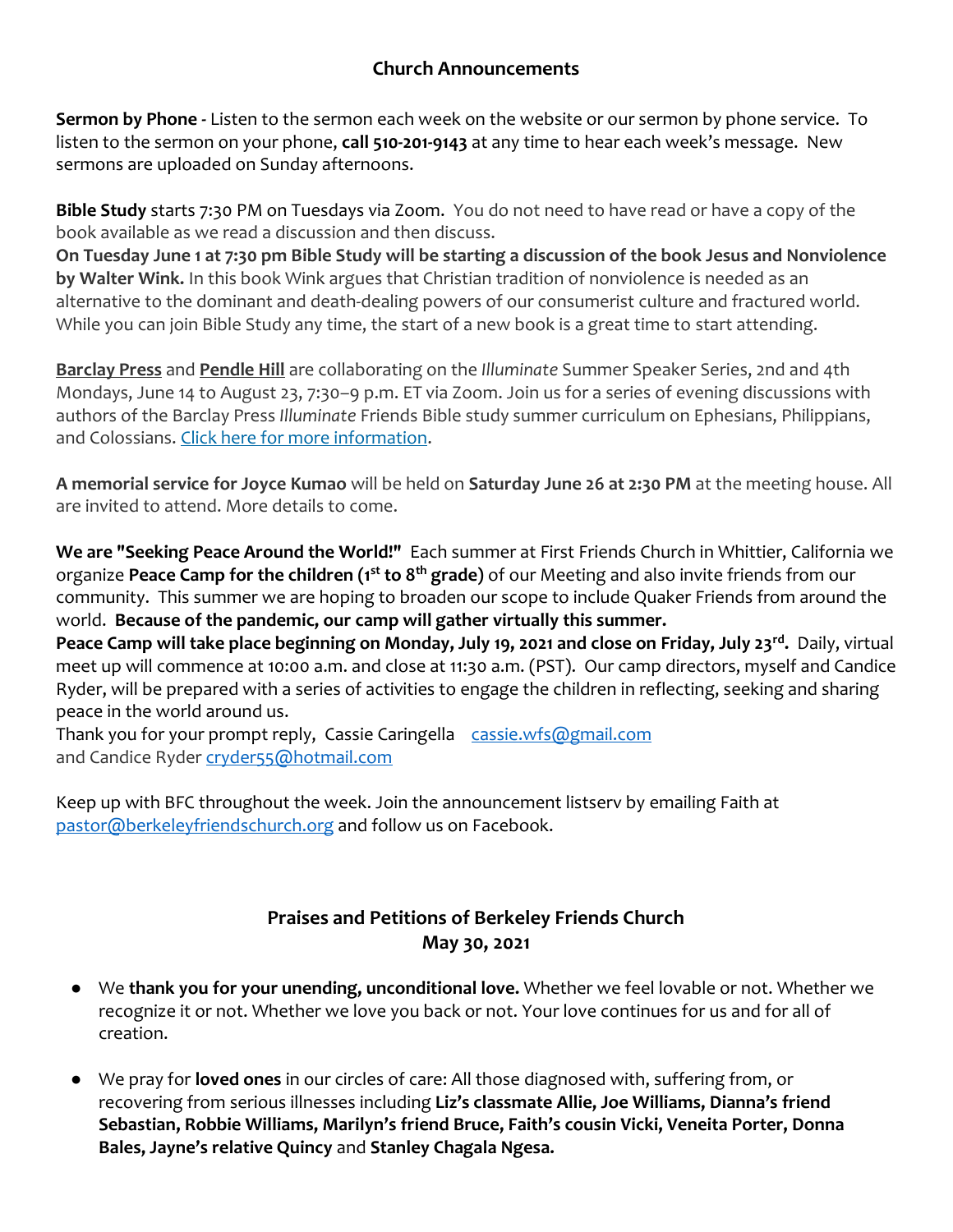## Church Announcements

**Sermon by Phone -** Listen to the sermon each week on the website or our sermon by phone service. To listen to the sermon on your phone, **call 510-201-9143** at any time to hear each week's message. New sermons are uploaded on Sunday afternoons.

**Bible Study** starts 7:30 PM on Tuesdays via Zoom. You do not need to have read or have a copy of the book available as we read a discussion and then discuss.
**On Tuesday June 1 at 7:30 pm Bible Study will be starting a discussion of the book Jesus and Nonviolence by Walter Wink.** In this book Wink argues that Christian tradition of nonviolence is needed as an alternative to the dominant and death-dealing powers of our consumerist culture and fractured world. While you can join Bible Study any time, the start of a new book is a great time to start attending.

**Barclay Press** and **Pendle Hill** are collaborating on the *Illuminate* Summer Speaker Series, 2nd and 4th Mondays, June 14 to August 23, 7:30–9 p.m. ET via Zoom. Join us for a series of evening discussions with authors of the Barclay Press *Illuminate* Friends Bible study summer curriculum on Ephesians, Philippians, and Colossians. Click here for more information.

**A memorial service for Joyce Kumao** will be held on **Saturday June 26 at 2:30 PM** at the meeting house. All are invited to attend. More details to come.

**We are "Seeking Peace Around the World!"** Each summer at First Friends Church in Whittier, California we organize **Peace Camp for the children (1st to 8th grade)** of our Meeting and also invite friends from our community. This summer we are hoping to broaden our scope to include Quaker Friends from around the world. **Because of the pandemic, our camp will gather virtually this summer.**
**Peace Camp will take place beginning on Monday, July 19, 2021 and close on Friday, July 23rd.** Daily, virtual meet up will commence at 10:00 a.m. and close at 11:30 a.m. (PST). Our camp directors, myself and Candice Ryder, will be prepared with a series of activities to engage the children in reflecting, seeking and sharing peace in the world around us.
Thank you for your prompt reply, Cassie Caringella cassie.wfs@gmail.com
and Candice Ryder cryder55@hotmail.com

Keep up with BFC throughout the week. Join the announcement listserv by emailing Faith at pastor@berkeleyfriendschurch.org and follow us on Facebook.

## Praises and Petitions of Berkeley Friends Church
## May 30, 2021

- We **thank you for your unending, unconditional love.** Whether we feel lovable or not. Whether we recognize it or not. Whether we love you back or not. Your love continues for us and for all of creation.

- We pray for **loved ones** in our circles of care: All those diagnosed with, suffering from, or recovering from serious illnesses including **Liz's classmate Allie, Joe Williams, Dianna's friend Sebastian, Robbie Williams, Marilyn's friend Bruce, Faith's cousin Vicki, Veneita Porter, Donna Bales, Jayne's relative Quincy** and **Stanley Chagala Ngesa.**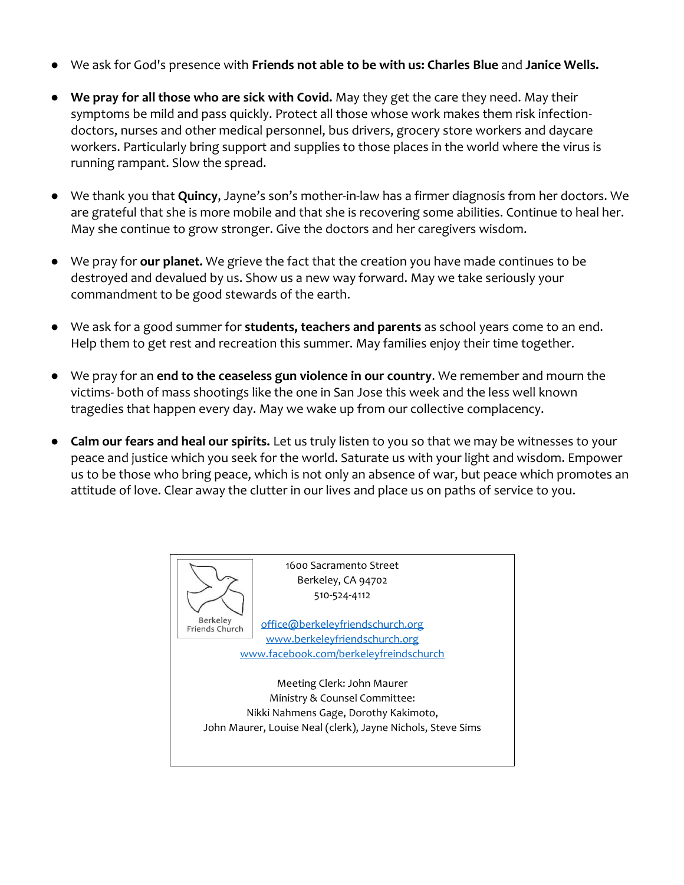- We ask for God's presence with **Friends not able to be with us: Charles Blue** and **Janice Wells.**

- **We pray for all those who are sick with Covid.** May they get the care they need. May their symptoms be mild and pass quickly. Protect all those whose work makes them risk infection- doctors, nurses and other medical personnel, bus drivers, grocery store workers and daycare workers. Particularly bring support and supplies to those places in the world where the virus is running rampant. Slow the spread.

- We thank you that **Quincy**, Jayne's son's mother-in-law has a firmer diagnosis from her doctors. We are grateful that she is more mobile and that she is recovering some abilities. Continue to heal her. May she continue to grow stronger. Give the doctors and her caregivers wisdom.

- We pray for **our planet.** We grieve the fact that the creation you have made continues to be destroyed and devalued by us. Show us a new way forward. May we take seriously your commandment to be good stewards of the earth.

- We ask for a good summer for **students, teachers and parents** as school years come to an end. Help them to get rest and recreation this summer. May families enjoy their time together.

- We pray for an **end to the ceaseless gun violence in our country**. We remember and mourn the victims- both of mass shootings like the one in San Jose this week and the less well known tragedies that happen every day. May we wake up from our collective complacency.

- **Calm our fears and heal our spirits.** Let us truly listen to you so that we may be witnesses to your peace and justice which you seek for the world. Saturate us with your light and wisdom. Empower us to be those who bring peace, which is not only an absence of war, but peace which promotes an attitude of love. Clear away the clutter in our lives and place us on paths of service to you.

Berkeley Friends Church

1600 Sacramento Street
Berkeley, CA 94702
510-524-4112

office@berkeleyfriendschurch.org
www.berkeleyfriendschurch.org
www.facebook.com/berkeleyfreindschurch

Meeting Clerk: John Maurer
Ministry & Counsel Committee:
Nikki Nahmens Gage, Dorothy Kakimoto,
John Maurer, Louise Neal (clerk), Jayne Nichols, Steve Sims